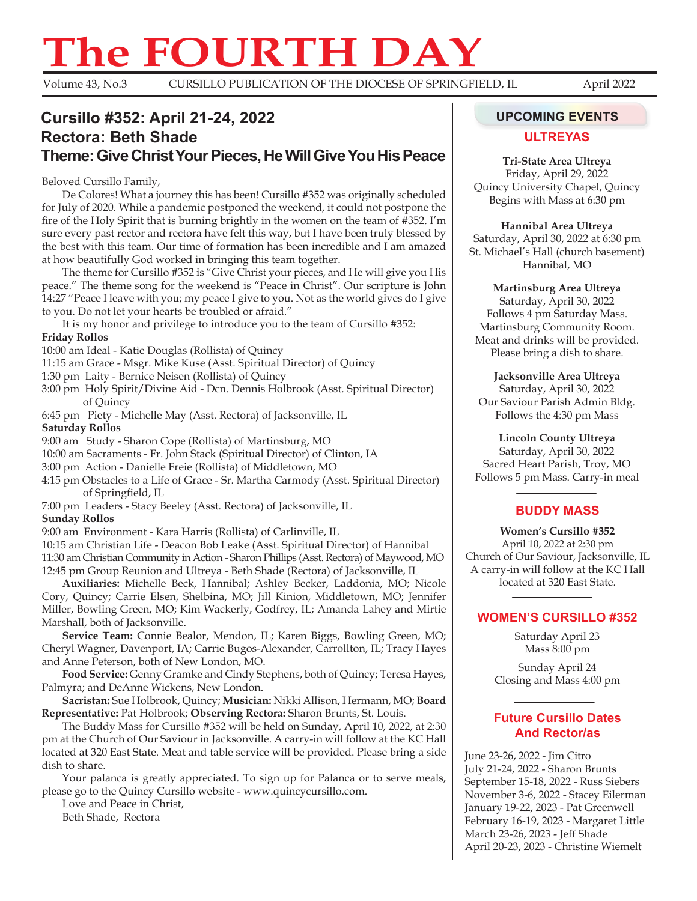# The FOURTH DAY

Volume 43, No.3 — CURSILLO PUBLICATION OF THE DIOCESE OF SPRINGFIELD, IL — April 2022

## Cursillo #352: April 21-24, 2022
## Rectora: Beth Shade
## Theme: Give Christ Your Pieces, He Will Give You His Peace

Beloved Cursillo Family,

De Colores! What a journey this has been! Cursillo #352 was originally scheduled for July of 2020. While a pandemic postponed the weekend, it could not postpone the fire of the Holy Spirit that is burning brightly in the women on the team of #352. I'm sure every past rector and rectora have felt this way, but I have been truly blessed by the best with this team. Our time of formation has been incredible and I am amazed at how beautifully God worked in bringing this team together.

The theme for Cursillo #352 is "Give Christ your pieces, and He will give you His peace." The theme song for the weekend is "Peace in Christ". Our scripture is John 14:27 "Peace I leave with you; my peace I give to you. Not as the world gives do I give to you. Do not let your hearts be troubled or afraid."

It is my honor and privilege to introduce you to the team of Cursillo #352:

**Friday Rollos**

10:00 am Ideal - Katie Douglas (Rollista) of Quincy
11:15 am Grace - Msgr. Mike Kuse (Asst. Spiritual Director) of Quincy
1:30 pm Laity - Bernice Neisen (Rollista) of Quincy
3:00 pm Holy Spirit/Divine Aid - Dcn. Dennis Holbrook (Asst. Spiritual Director) of Quincy
6:45 pm Piety - Michelle May (Asst. Rectora) of Jacksonville, IL

**Saturday Rollos**

9:00 am Study - Sharon Cope (Rollista) of Martinsburg, MO
10:00 am Sacraments - Fr. John Stack (Spiritual Director) of Clinton, IA
3:00 pm Action - Danielle Freie (Rollista) of Middletown, MO
4:15 pm Obstacles to a Life of Grace - Sr. Martha Carmody (Asst. Spiritual Director) of Springfield, IL
7:00 pm Leaders - Stacy Beeley (Asst. Rectora) of Jacksonville, IL

**Sunday Rollos**

9:00 am Environment - Kara Harris (Rollista) of Carlinville, IL
10:15 am Christian Life - Deacon Bob Leake (Asst. Spiritual Director) of Hannibal
11:30 am Christian Community in Action - Sharon Phillips (Asst. Rectora) of Maywood, MO
12:45 pm Group Reunion and Ultreya - Beth Shade (Rectora) of Jacksonville, IL

**Auxiliaries:** Michelle Beck, Hannibal; Ashley Becker, Laddonia, MO; Nicole Cory, Quincy; Carrie Elsen, Shelbina, MO; Jill Kinion, Middletown, MO; Jennifer Miller, Bowling Green, MO; Kim Wackerly, Godfrey, IL; Amanda Lahey and Mirtie Marshall, both of Jacksonville.

**Service Team:** Connie Bealor, Mendon, IL; Karen Biggs, Bowling Green, MO; Cheryl Wagner, Davenport, IA; Carrie Bugos-Alexander, Carrollton, IL; Tracy Hayes and Anne Peterson, both of New London, MO.

**Food Service:** Genny Gramke and Cindy Stephens, both of Quincy; Teresa Hayes, Palmyra; and DeAnne Wickens, New London.

**Sacristan:** Sue Holbrook, Quincy; **Musician:** Nikki Allison, Hermann, MO; **Board Representative:** Pat Holbrook; **Observing Rectora:** Sharon Brunts, St. Louis.

The Buddy Mass for Cursillo #352 will be held on Sunday, April 10, 2022, at 2:30 pm at the Church of Our Saviour in Jacksonville. A carry-in will follow at the KC Hall located at 320 East State. Meat and table service will be provided. Please bring a side dish to share.

Your palanca is greatly appreciated. To sign up for Palanca or to serve meals, please go to the Quincy Cursillo website - www.quincycursillo.com.

Love and Peace in Christ,
Beth Shade, Rectora

## UPCOMING EVENTS

### ULTREYAS

**Tri-State Area Ultreya**
Friday, April 29, 2022
Quincy University Chapel, Quincy
Begins with Mass at 6:30 pm

**Hannibal Area Ultreya**
Saturday, April 30, 2022 at 6:30 pm
St. Michael's Hall (church basement)
Hannibal, MO

**Martinsburg Area Ultreya**
Saturday, April 30, 2022
Follows 4 pm Saturday Mass.
Martinsburg Community Room.
Meat and drinks will be provided.
Please bring a dish to share.

**Jacksonville Area Ultreya**
Saturday, April 30, 2022
Our Saviour Parish Admin Bldg.
Follows the 4:30 pm Mass

**Lincoln County Ultreya**
Saturday, April 30, 2022
Sacred Heart Parish, Troy, MO
Follows 5 pm Mass. Carry-in meal

### BUDDY MASS

**Women's Cursillo #352**
April 10, 2022 at 2:30 pm
Church of Our Saviour, Jacksonville, IL
A carry-in will follow at the KC Hall located at 320 East State.

### WOMEN'S CURSILLO #352

Saturday April 23
Mass 8:00 pm

Sunday April 24
Closing and Mass 4:00 pm

### Future Cursillo Dates And Rector/as

June 23-26, 2022 - Jim Citro
July 21-24, 2022 - Sharon Brunts
September 15-18, 2022 - Russ Siebers
November 3-6, 2022 - Stacey Eilerman
January 19-22, 2023 - Pat Greenwell
February 16-19, 2023 - Margaret Little
March 23-26, 2023 - Jeff Shade
April 20-23, 2023 - Christine Wiemelt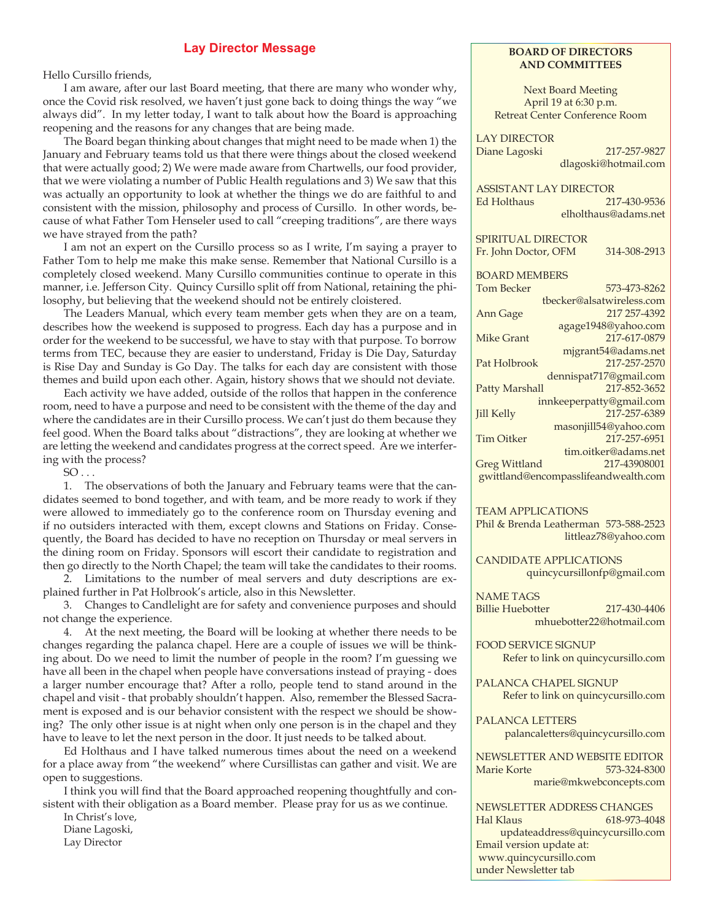## Lay Director Message

Hello Cursillo friends,

I am aware, after our last Board meeting, that there are many who wonder why, once the Covid risk resolved, we haven't just gone back to doing things the way "we always did". In my letter today, I want to talk about how the Board is approaching reopening and the reasons for any changes that are being made.

The Board began thinking about changes that might need to be made when 1) the January and February teams told us that there were things about the closed weekend that were actually good; 2) We were made aware from Chartwells, our food provider, that we were violating a number of Public Health regulations and 3) We saw that this was actually an opportunity to look at whether the things we do are faithful to and consistent with the mission, philosophy and process of Cursillo. In other words, because of what Father Tom Henseler used to call "creeping traditions", are there ways we have strayed from the path?

I am not an expert on the Cursillo process so as I write, I'm saying a prayer to Father Tom to help me make this make sense. Remember that National Cursillo is a completely closed weekend. Many Cursillo communities continue to operate in this manner, i.e. Jefferson City. Quincy Cursillo split off from National, retaining the philosophy, but believing that the weekend should not be entirely cloistered.

The Leaders Manual, which every team member gets when they are on a team, describes how the weekend is supposed to progress. Each day has a purpose and in order for the weekend to be successful, we have to stay with that purpose. To borrow terms from TEC, because they are easier to understand, Friday is Die Day, Saturday is Rise Day and Sunday is Go Day. The talks for each day are consistent with those themes and build upon each other. Again, history shows that we should not deviate.

Each activity we have added, outside of the rollos that happen in the conference room, need to have a purpose and need to be consistent with the theme of the day and where the candidates are in their Cursillo process. We can't just do them because they feel good. When the Board talks about "distractions", they are looking at whether we are letting the weekend and candidates progress at the correct speed. Are we interfering with the process?

SO . . .

1. The observations of both the January and February teams were that the candidates seemed to bond together, and with team, and be more ready to work if they were allowed to immediately go to the conference room on Thursday evening and if no outsiders interacted with them, except clowns and Stations on Friday. Consequently, the Board has decided to have no reception on Thursday or meal servers in the dining room on Friday. Sponsors will escort their candidate to registration and then go directly to the North Chapel; the team will take the candidates to their rooms.
2. Limitations to the number of meal servers and duty descriptions are explained further in Pat Holbrook's article, also in this Newsletter.
3. Changes to Candlelight are for safety and convenience purposes and should not change the experience.
4. At the next meeting, the Board will be looking at whether there needs to be changes regarding the palanca chapel. Here are a couple of issues we will be thinking about. Do we need to limit the number of people in the room? I'm guessing we have all been in the chapel when people have conversations instead of praying - does a larger number encourage that? After a rollo, people tend to stand around in the chapel and visit - that probably shouldn't happen. Also, remember the Blessed Sacrament is exposed and is our behavior consistent with the respect we should be showing? The only other issue is at night when only one person is in the chapel and they have to leave to let the next person in the door. It just needs to be talked about.

Ed Holthaus and I have talked numerous times about the need on a weekend for a place away from "the weekend" where Cursillistas can gather and visit. We are open to suggestions.

I think you will find that the Board approached reopening thoughtfully and consistent with their obligation as a Board member. Please pray for us as we continue.

In Christ's love,
Diane Lagoski,
Lay Director

---

**BOARD OF DIRECTORS AND COMMITTEES**

Next Board Meeting
April 19 at 6:30 p.m.
Retreat Center Conference Room

LAY DIRECTOR
Diane Lagoski 217-257-9827
dlagoski@hotmail.com

ASSISTANT LAY DIRECTOR
Ed Holthaus 217-430-9536
elholthaus@adams.net

SPIRITUAL DIRECTOR
Fr. John Doctor, OFM 314-308-2913

BOARD MEMBERS
Tom Becker 573-473-8262
tbecker@alsatwireless.com
Ann Gage 217 257-4392
agage1948@yahoo.com
Mike Grant 217-617-0879
mjgrant54@adams.net
Pat Holbrook 217-257-2570
dennispat717@gmail.com
Patty Marshall 217-852-3652
innkeeperpatty@gmail.com
Jill Kelly 217-257-6389
masonjill54@yahoo.com
Tim Oitker 217-257-6951
tim.oitker@adams.net
Greg Wittland 217-43908001
gwittland@encompasslifeandwealth.com

TEAM APPLICATIONS
Phil & Brenda Leatherman 573-588-2523
littleaz78@yahoo.com

CANDIDATE APPLICATIONS
quincycursillonfp@gmail.com

NAME TAGS
Billie Huebotter 217-430-4406
mhuebotter22@hotmail.com

FOOD SERVICE SIGNUP
Refer to link on quincycursillo.com

PALANCA CHAPEL SIGNUP
Refer to link on quincycursillo.com

PALANCA LETTERS
palancaletters@quincycursillo.com

NEWSLETTER AND WEBSITE EDITOR
Marie Korte 573-324-8300
marie@mkwebconcepts.com

NEWSLETTER ADDRESS CHANGES
Hal Klaus 618-973-4048
updateaddress@quincycursillo.com
Email version update at:
www.quincycursillo.com
under Newsletter tab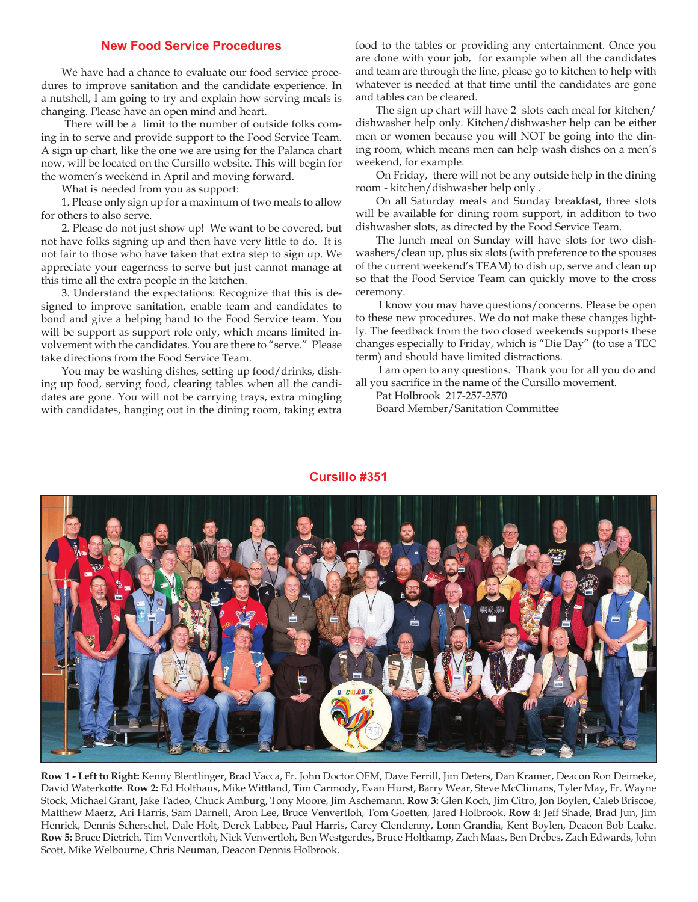## New Food Service Procedures

We have had a chance to evaluate our food service procedures to improve sanitation and the candidate experience. In a nutshell, I am going to try and explain how serving meals is changing. Please have an open mind and heart.

There will be a limit to the number of outside folks coming in to serve and provide support to the Food Service Team. A sign up chart, like the one we are using for the Palanca chart now, will be located on the Cursillo website. This will begin for the women's weekend in April and moving forward.

What is needed from you as support:

1. Please only sign up for a maximum of two meals to allow for others to also serve.

2. Please do not just show up! We want to be covered, but not have folks signing up and then have very little to do. It is not fair to those who have taken that extra step to sign up. We appreciate your eagerness to serve but just cannot manage at this time all the extra people in the kitchen.

3. Understand the expectations: Recognize that this is designed to improve sanitation, enable team and candidates to bond and give a helping hand to the Food Service team. You will be support as support role only, which means limited involvement with the candidates. You are there to "serve." Please take directions from the Food Service Team.

You may be washing dishes, setting up food/drinks, dishing up food, serving food, clearing tables when all the candidates are gone. You will not be carrying trays, extra mingling with candidates, hanging out in the dining room, taking extra food to the tables or providing any entertainment. Once you are done with your job, for example when all the candidates and team are through the line, please go to kitchen to help with whatever is needed at that time until the candidates are gone and tables can be cleared.

The sign up chart will have 2 slots each meal for kitchen/dishwasher help only. Kitchen/dishwasher help can be either men or women because you will NOT be going into the dining room, which means men can help wash dishes on a men's weekend, for example.

On Friday, there will not be any outside help in the dining room - kitchen/dishwasher help only .

On all Saturday meals and Sunday breakfast, three slots will be available for dining room support, in addition to two dishwasher slots, as directed by the Food Service Team.

The lunch meal on Sunday will have slots for two dishwashers/clean up, plus six slots (with preference to the spouses of the current weekend's TEAM) to dish up, serve and clean up so that the Food Service Team can quickly move to the cross ceremony.

I know you may have questions/concerns. Please be open to these new procedures. We do not make these changes lightly. The feedback from the two closed weekends supports these changes especially to Friday, which is "Die Day" (to use a TEC term) and should have limited distractions.

I am open to any questions. Thank you for all you do and all you sacrifice in the name of the Cursillo movement.

Pat Holbrook 217-257-2570
Board Member/Sanitation Committee

## Cursillo #351

**Row 1 - Left to Right:** Kenny Blentlinger, Brad Vacca, Fr. John Doctor OFM, Dave Ferrill, Jim Deters, Dan Kramer, Deacon Ron Deimeke, David Waterkotte. **Row 2:** Ed Holthaus, Mike Wittland, Tim Carmody, Evan Hurst, Barry Wear, Steve McClimans, Tyler May, Fr. Wayne Stock, Michael Grant, Jake Tadeo, Chuck Amburg, Tony Moore, Jim Aschemann. **Row 3:** Glen Koch, Jim Citro, Jon Boylen, Caleb Briscoe, Matthew Maerz, Ari Harris, Sam Darnell, Aron Lee, Bruce Venvertloh, Tom Goetten, Jared Holbrook. **Row 4:** Jeff Shade, Brad Jun, Jim Henrick, Dennis Scherschel, Dale Holt, Derek Labbee, Paul Harris, Carey Clendenny, Lonn Grandia, Kent Boylen, Deacon Bob Leake. **Row 5:** Bruce Dietrich, Tim Venvertloh, Nick Venvertloh, Ben Westgerdes, Bruce Holtkamp, Zach Maas, Ben Drebes, Zach Edwards, John Scott, Mike Welbourne, Chris Neuman, Deacon Dennis Holbrook.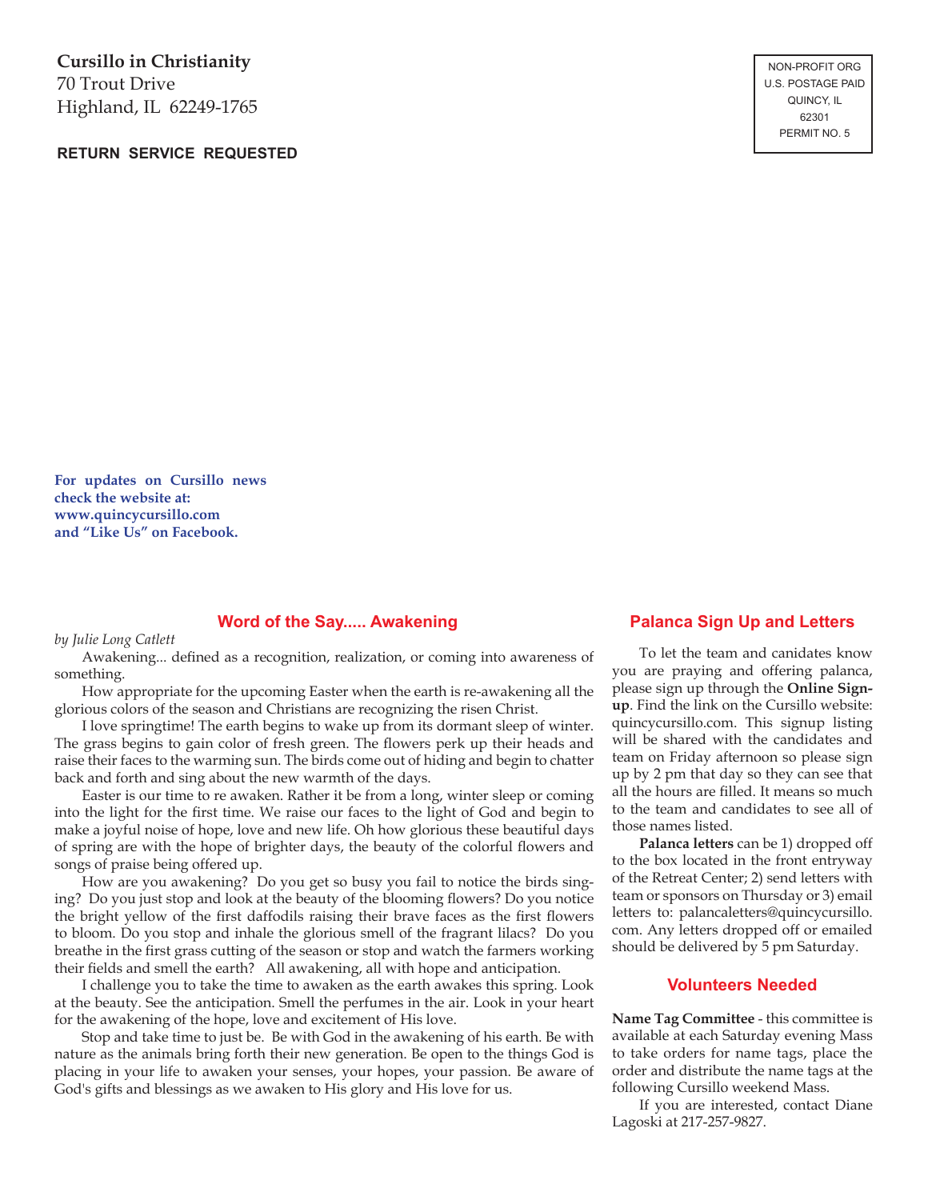**Cursillo in Christianity**
70 Trout Drive
Highland, IL 62249-1765

**RETURN SERVICE REQUESTED**

NON-PROFIT ORG
U.S. POSTAGE PAID
QUINCY, IL
62301
PERMIT NO. 5

**For updates on Cursillo news check the website at: www.quincycursillo.com and "Like Us" on Facebook.**

## Word of the Say..... Awakening

*by Julie Long Catlett*

Awakening... defined as a recognition, realization, or coming into awareness of something.

How appropriate for the upcoming Easter when the earth is re-awakening all the glorious colors of the season and Christians are recognizing the risen Christ.

I love springtime! The earth begins to wake up from its dormant sleep of winter. The grass begins to gain color of fresh green. The flowers perk up their heads and raise their faces to the warming sun. The birds come out of hiding and begin to chatter back and forth and sing about the new warmth of the days.

Easter is our time to re awaken. Rather it be from a long, winter sleep or coming into the light for the first time. We raise our faces to the light of God and begin to make a joyful noise of hope, love and new life. Oh how glorious these beautiful days of spring are with the hope of brighter days, the beauty of the colorful flowers and songs of praise being offered up.

How are you awakening? Do you get so busy you fail to notice the birds singing? Do you just stop and look at the beauty of the blooming flowers? Do you notice the bright yellow of the first daffodils raising their brave faces as the first flowers to bloom. Do you stop and inhale the glorious smell of the fragrant lilacs? Do you breathe in the first grass cutting of the season or stop and watch the farmers working their fields and smell the earth? All awakening, all with hope and anticipation.

I challenge you to take the time to awaken as the earth awakes this spring. Look at the beauty. See the anticipation. Smell the perfumes in the air. Look in your heart for the awakening of the hope, love and excitement of His love.

Stop and take time to just be. Be with God in the awakening of his earth. Be with nature as the animals bring forth their new generation. Be open to the things God is placing in your life to awaken your senses, your hopes, your passion. Be aware of God's gifts and blessings as we awaken to His glory and His love for us.

## Palanca Sign Up and Letters

To let the team and canidates know you are praying and offering palanca, please sign up through the **Online Sign-up**. Find the link on the Cursillo website: quincycursillo.com. This signup listing will be shared with the candidates and team on Friday afternoon so please sign up by 2 pm that day so they can see that all the hours are filled. It means so much to the team and candidates to see all of those names listed.

**Palanca letters** can be 1) dropped off to the box located in the front entryway of the Retreat Center; 2) send letters with team or sponsors on Thursday or 3) email letters to: palancaletters@quincycursillo.com. Any letters dropped off or emailed should be delivered by 5 pm Saturday.

## Volunteers Needed

**Name Tag Committee** - this committee is available at each Saturday evening Mass to take orders for name tags, place the order and distribute the name tags at the following Cursillo weekend Mass.

If you are interested, contact Diane Lagoski at 217-257-9827.